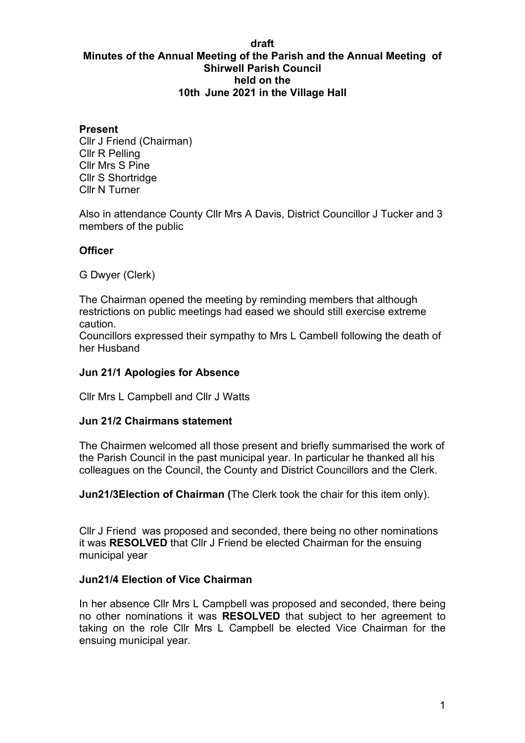**draft**

# Minutes of the Annual Meeting of the Parish and the Annual Meeting of Shirwell Parish Council held on the 10th June 2021 in the Village Hall

**Present**

Cllr J Friend (Chairman)
Cllr R Pelling
Cllr Mrs S Pine
Cllr S Shortridge
Cllr N Turner

Also in attendance County Cllr Mrs A Davis, District Councillor J Tucker and 3 members of the public

**Officer**

G Dwyer (Clerk)

The Chairman opened the meeting by reminding members that although restrictions on public meetings had eased we should still exercise extreme caution.
Councillors expressed their sympathy to Mrs L Cambell following the death of her Husband

**Jun 21/1 Apologies for Absence**

Cllr Mrs L Campbell and Cllr J Watts

**Jun 21/2 Chairmans statement**

The Chairmen welcomed all those present and briefly summarised the work of the Parish Council in the past municipal year. In particular he thanked all his colleagues on the Council, the County and District Councillors and the Clerk.

**Jun21/3Election of Chairman (**The Clerk took the chair for this item only).

Cllr J Friend was proposed and seconded, there being no other nominations it was **RESOLVED** that Cllr J Friend be elected Chairman for the ensuing municipal year

**Jun21/4 Election of Vice Chairman**

In her absence Cllr Mrs L Campbell was proposed and seconded, there being no other nominations it was **RESOLVED** that subject to her agreement to taking on the role Cllr Mrs L Campbell be elected Vice Chairman for the ensuing municipal year.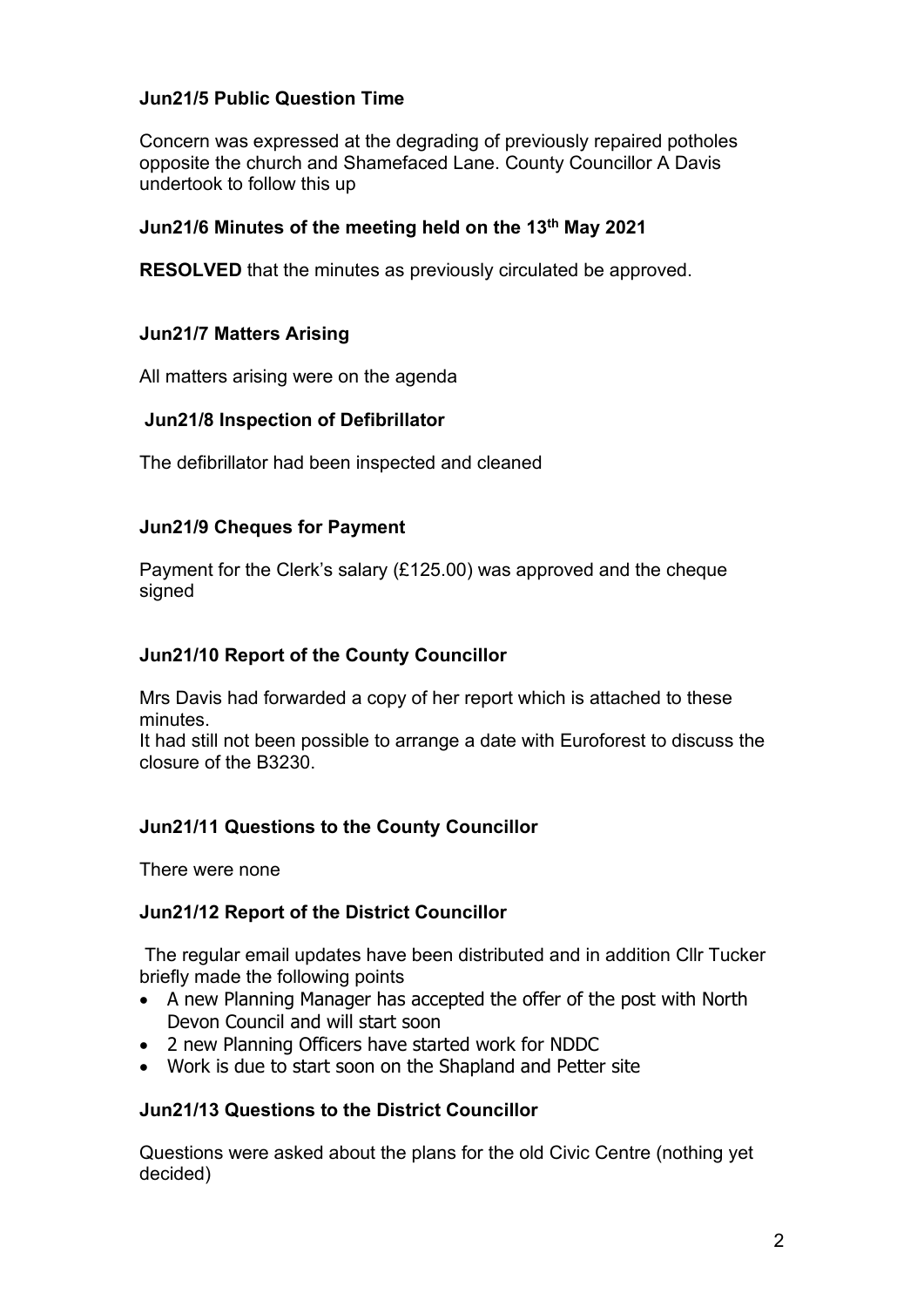### Jun21/5 Public Question Time

Concern was expressed at the degrading of previously repaired potholes opposite the church and Shamefaced Lane. County Councillor A Davis undertook to follow this up

### Jun21/6 Minutes of the meeting held on the 13th May 2021

**RESOLVED** that the minutes as previously circulated be approved.

### Jun21/7 Matters Arising

All matters arising were on the agenda

### Jun21/8 Inspection of Defibrillator

The defibrillator had been inspected and cleaned

### Jun21/9 Cheques for Payment

Payment for the Clerk's salary (£125.00) was approved and the cheque signed

### Jun21/10 Report of the County Councillor

Mrs Davis had forwarded a copy of her report which is attached to these minutes.

It had still not been possible to arrange a date with Euroforest to discuss the closure of the B3230.

### Jun21/11 Questions to the County Councillor

There were none

### Jun21/12 Report of the District Councillor

The regular email updates have been distributed and in addition Cllr Tucker briefly made the following points

- A new Planning Manager has accepted the offer of the post with North Devon Council and will start soon
- 2 new Planning Officers have started work for NDDC
- Work is due to start soon on the Shapland and Petter site

### Jun21/13 Questions to the District Councillor

Questions were asked about the plans for the old Civic Centre (nothing yet decided)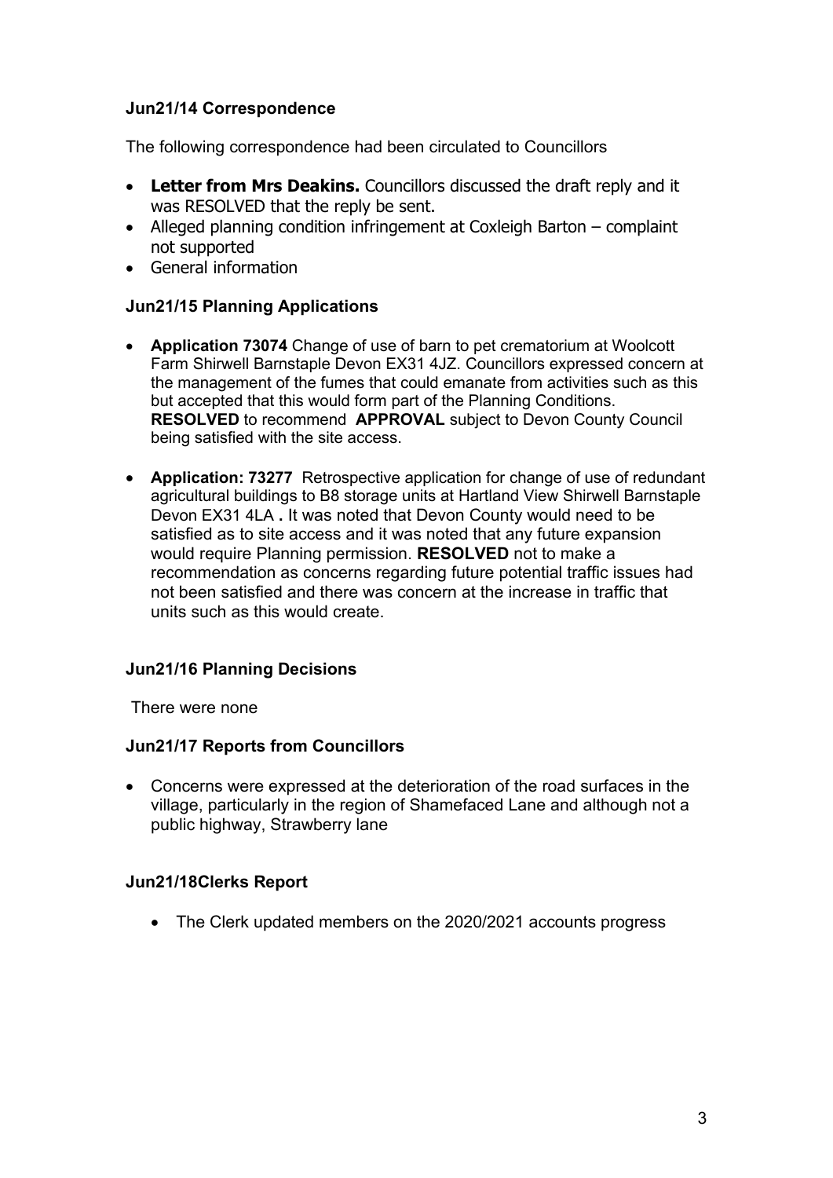### Jun21/14 Correspondence

The following correspondence had been circulated to Councillors

- **Letter from Mrs Deakins.** Councillors discussed the draft reply and it was RESOLVED that the reply be sent.
- Alleged planning condition infringement at Coxleigh Barton – complaint not supported
- General information

### Jun21/15 Planning Applications

- **Application 73074** Change of use of barn to pet crematorium at Woolcott Farm Shirwell Barnstaple Devon EX31 4JZ. Councillors expressed concern at the management of the fumes that could emanate from activities such as this but accepted that this would form part of the Planning Conditions. **RESOLVED** to recommend **APPROVAL** subject to Devon County Council being satisfied with the site access.
- **Application: 73277** Retrospective application for change of use of redundant agricultural buildings to B8 storage units at Hartland View Shirwell Barnstaple Devon EX31 4LA **.** It was noted that Devon County would need to be satisfied as to site access and it was noted that any future expansion would require Planning permission. **RESOLVED** not to make a recommendation as concerns regarding future potential traffic issues had not been satisfied and there was concern at the increase in traffic that units such as this would create.

### Jun21/16 Planning Decisions

There were none

### Jun21/17 Reports from Councillors

- Concerns were expressed at the deterioration of the road surfaces in the village, particularly in the region of Shamefaced Lane and although not a public highway, Strawberry lane

### Jun21/18Clerks Report

- The Clerk updated members on the 2020/2021 accounts progress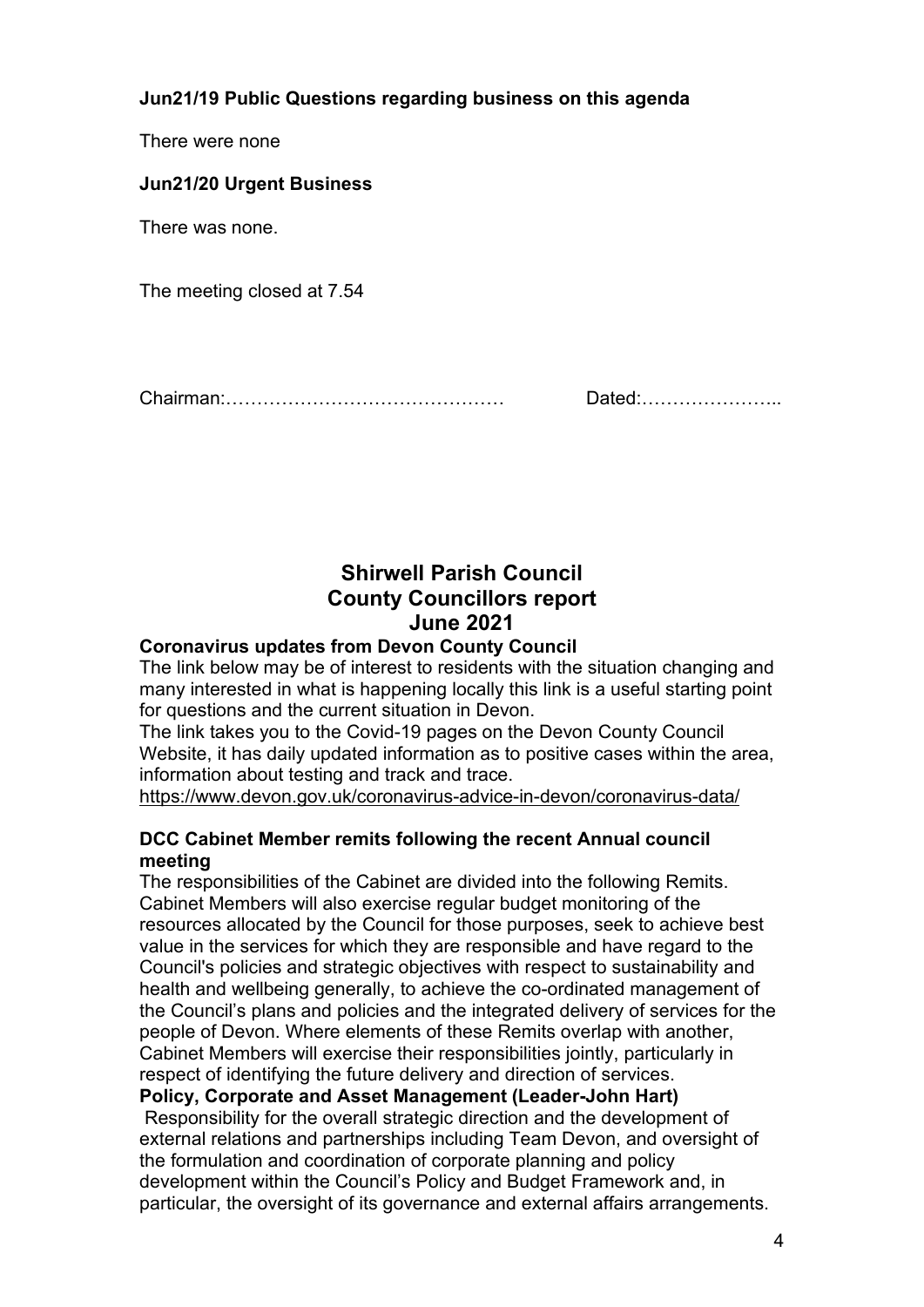**Jun21/19 Public Questions regarding business on this agenda**

There were none

**Jun21/20 Urgent Business**

There was none.

The meeting closed at 7.54

Chairman:……………………………………… Dated:…………………..

## Shirwell Parish Council
## County Councillors report
## June 2021

**Coronavirus updates from Devon County Council**

The link below may be of interest to residents with the situation changing and many interested in what is happening locally this link is a useful starting point for questions and the current situation in Devon.

The link takes you to the Covid-19 pages on the Devon County Council Website, it has daily updated information as to positive cases within the area, information about testing and track and trace.

https://www.devon.gov.uk/coronavirus-advice-in-devon/coronavirus-data/

**DCC Cabinet Member remits following the recent Annual council meeting**

The responsibilities of the Cabinet are divided into the following Remits. Cabinet Members will also exercise regular budget monitoring of the resources allocated by the Council for those purposes, seek to achieve best value in the services for which they are responsible and have regard to the Council's policies and strategic objectives with respect to sustainability and health and wellbeing generally, to achieve the co-ordinated management of the Council's plans and policies and the integrated delivery of services for the people of Devon. Where elements of these Remits overlap with another, Cabinet Members will exercise their responsibilities jointly, particularly in respect of identifying the future delivery and direction of services.

**Policy, Corporate and Asset Management (Leader-John Hart)**

Responsibility for the overall strategic direction and the development of external relations and partnerships including Team Devon, and oversight of the formulation and coordination of corporate planning and policy development within the Council's Policy and Budget Framework and, in particular, the oversight of its governance and external affairs arrangements.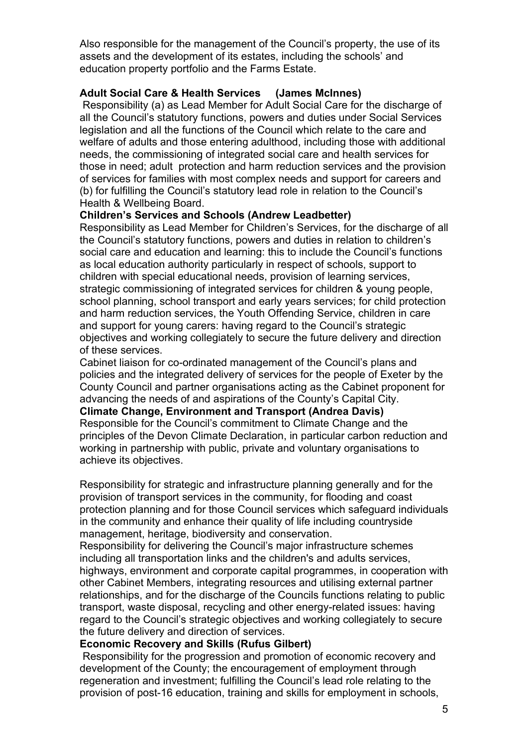Also responsible for the management of the Council's property, the use of its assets and the development of its estates, including the schools' and education property portfolio and the Farms Estate.

**Adult Social Care & Health Services (James McInnes)**

Responsibility (a) as Lead Member for Adult Social Care for the discharge of all the Council's statutory functions, powers and duties under Social Services legislation and all the functions of the Council which relate to the care and welfare of adults and those entering adulthood, including those with additional needs, the commissioning of integrated social care and health services for those in need; adult protection and harm reduction services and the provision of services for families with most complex needs and support for careers and (b) for fulfilling the Council's statutory lead role in relation to the Council's Health & Wellbeing Board.

**Children's Services and Schools (Andrew Leadbetter)**

Responsibility as Lead Member for Children's Services, for the discharge of all the Council's statutory functions, powers and duties in relation to children's social care and education and learning: this to include the Council's functions as local education authority particularly in respect of schools, support to children with special educational needs, provision of learning services, strategic commissioning of integrated services for children & young people, school planning, school transport and early years services; for child protection and harm reduction services, the Youth Offending Service, children in care and support for young carers: having regard to the Council's strategic objectives and working collegiately to secure the future delivery and direction of these services.

Cabinet liaison for co-ordinated management of the Council's plans and policies and the integrated delivery of services for the people of Exeter by the County Council and partner organisations acting as the Cabinet proponent for advancing the needs of and aspirations of the County's Capital City.

**Climate Change, Environment and Transport (Andrea Davis)**

Responsible for the Council's commitment to Climate Change and the principles of the Devon Climate Declaration, in particular carbon reduction and working in partnership with public, private and voluntary organisations to achieve its objectives.

Responsibility for strategic and infrastructure planning generally and for the provision of transport services in the community, for flooding and coast protection planning and for those Council services which safeguard individuals in the community and enhance their quality of life including countryside management, heritage, biodiversity and conservation.

Responsibility for delivering the Council's major infrastructure schemes including all transportation links and the children's and adults services, highways, environment and corporate capital programmes, in cooperation with other Cabinet Members, integrating resources and utilising external partner relationships, and for the discharge of the Councils functions relating to public transport, waste disposal, recycling and other energy-related issues: having regard to the Council's strategic objectives and working collegiately to secure the future delivery and direction of services.

**Economic Recovery and Skills (Rufus Gilbert)**

Responsibility for the progression and promotion of economic recovery and development of the County; the encouragement of employment through regeneration and investment; fulfilling the Council's lead role relating to the provision of post-16 education, training and skills for employment in schools,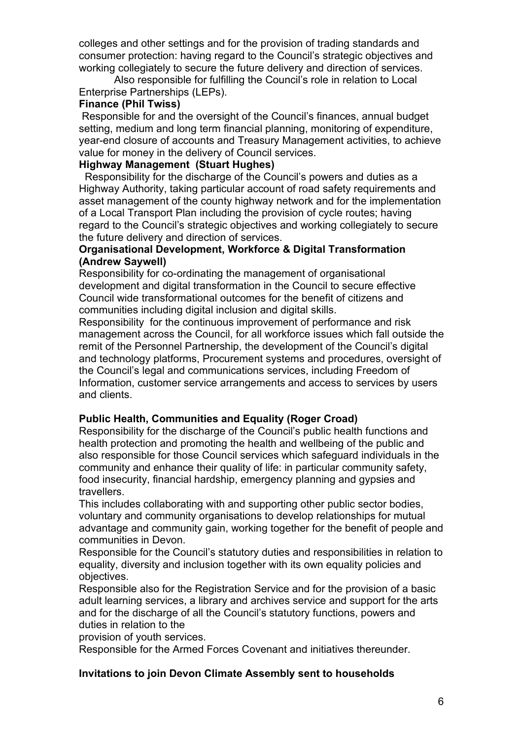colleges and other settings and for the provision of trading standards and consumer protection: having regard to the Council's strategic objectives and working collegiately to secure the future delivery and direction of services.

Also responsible for fulfilling the Council's role in relation to Local Enterprise Partnerships (LEPs).

**Finance (Phil Twiss)**

Responsible for and the oversight of the Council's finances, annual budget setting, medium and long term financial planning, monitoring of expenditure, year-end closure of accounts and Treasury Management activities, to achieve value for money in the delivery of Council services.

**Highway Management (Stuart Hughes)**

Responsibility for the discharge of the Council's powers and duties as a Highway Authority, taking particular account of road safety requirements and asset management of the county highway network and for the implementation of a Local Transport Plan including the provision of cycle routes; having regard to the Council's strategic objectives and working collegiately to secure the future delivery and direction of services.

**Organisational Development, Workforce & Digital Transformation (Andrew Saywell)**

Responsibility for co-ordinating the management of organisational development and digital transformation in the Council to secure effective Council wide transformational outcomes for the benefit of citizens and communities including digital inclusion and digital skills.

Responsibility for the continuous improvement of performance and risk management across the Council, for all workforce issues which fall outside the remit of the Personnel Partnership, the development of the Council's digital and technology platforms, Procurement systems and procedures, oversight of the Council's legal and communications services, including Freedom of Information, customer service arrangements and access to services by users and clients.

**Public Health, Communities and Equality (Roger Croad)**

Responsibility for the discharge of the Council's public health functions and health protection and promoting the health and wellbeing of the public and also responsible for those Council services which safeguard individuals in the community and enhance their quality of life: in particular community safety, food insecurity, financial hardship, emergency planning and gypsies and travellers.

This includes collaborating with and supporting other public sector bodies, voluntary and community organisations to develop relationships for mutual advantage and community gain, working together for the benefit of people and communities in Devon.

Responsible for the Council's statutory duties and responsibilities in relation to equality, diversity and inclusion together with its own equality policies and objectives.

Responsible also for the Registration Service and for the provision of a basic adult learning services, a library and archives service and support for the arts and for the discharge of all the Council's statutory functions, powers and duties in relation to the provision of youth services.

Responsible for the Armed Forces Covenant and initiatives thereunder.

**Invitations to join Devon Climate Assembly sent to households**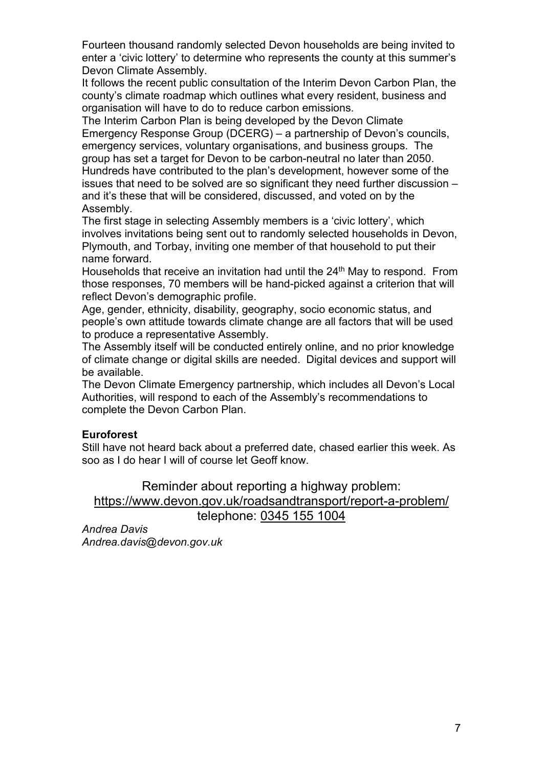Fourteen thousand randomly selected Devon households are being invited to enter a 'civic lottery' to determine who represents the county at this summer's Devon Climate Assembly.

It follows the recent public consultation of the Interim Devon Carbon Plan, the county's climate roadmap which outlines what every resident, business and organisation will have to do to reduce carbon emissions.

The Interim Carbon Plan is being developed by the Devon Climate Emergency Response Group (DCERG) – a partnership of Devon's councils, emergency services, voluntary organisations, and business groups. The group has set a target for Devon to be carbon-neutral no later than 2050.

Hundreds have contributed to the plan's development, however some of the issues that need to be solved are so significant they need further discussion – and it's these that will be considered, discussed, and voted on by the Assembly.

The first stage in selecting Assembly members is a 'civic lottery', which involves invitations being sent out to randomly selected households in Devon, Plymouth, and Torbay, inviting one member of that household to put their name forward.

Households that receive an invitation had until the 24th May to respond. From those responses, 70 members will be hand-picked against a criterion that will reflect Devon's demographic profile.

Age, gender, ethnicity, disability, geography, socio economic status, and people's own attitude towards climate change are all factors that will be used to produce a representative Assembly.

The Assembly itself will be conducted entirely online, and no prior knowledge of climate change or digital skills are needed. Digital devices and support will be available.

The Devon Climate Emergency partnership, which includes all Devon's Local Authorities, will respond to each of the Assembly's recommendations to complete the Devon Carbon Plan.

**Euroforest**

Still have not heard back about a preferred date, chased earlier this week. As soo as I do hear I will of course let Geoff know.

Reminder about reporting a highway problem:
https://www.devon.gov.uk/roadsandtransport/report-a-problem/
telephone: 0345 155 1004

*Andrea Davis*
*Andrea.davis@devon.gov.uk*